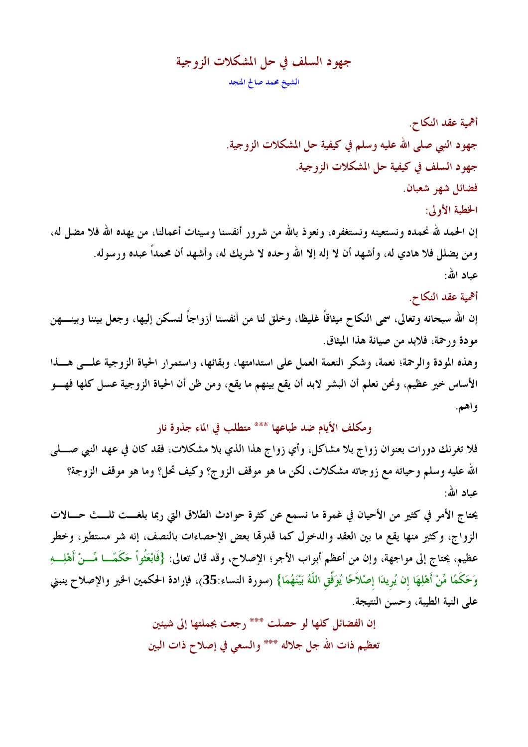# جهود السلف في حل المشكلات الزوجية

الشيخ محمد صالح المنجد

أهمية عقد النكاح.

جهود النبي صلى الله عليه وسلم في كيفية حل المشكلات الزوجية.

جهود السلف في كيفية حل المشكلات الزوجية.

فضائل شهر شعبان.

## الخطبة الأولى:

إن الحمد لله نحمده ونستعينه ونستغفره، ونعوذ بالله من شرور أنفسنا وسيئات أعمالنا، من يهده الله فلا مضل له، ومن يضلل فلا هادي له، وأشهد أن لا إله إلا الله وحده لا شريك له، وأشهد أن محمداً عبده ورسوله.

عباد الله:

### أهمية عقد النكاح.

إن الله سبحانه وتعالى، سمى النكاح ميثاقاً غليظا، وخلق لنا من أنفسنا أزواجاً لنسكن إليها، وجعل بيننا وبينهن مودة ورحمة، فلابد من صيانة هذا الميثاق.

وهذه المودة والرحمة؛ نعمة، وشكر النعمة العمل على استدامتها، وبقائها، واستمرار الحياة الزوجية على هذا الأساس خير عظيم، ونحن نعلم أن البشر لابد أن يقع بينهم ما يقع، ومن ظن أن الحياة الزوجية عسل كلها فهو واهم.

ومكلف الأيام ضد طباعها \*\*\* متطلب في الماء جذوة نار

فلا تغرنك دورات بعنوان زواج بلا مشاكل، وأي زواج هذا الذي بلا مشكلات، فقد كان في عهد النبي صلى الله عليه وسلم وحياته مع زوجاته مشكلات، لكن ما هو موقف الزوج؟ وكيف تحل؟ وما هو موقف الزوجة؟

عباد الله:

يحتاج الأمر في كثير من الأحيان في غمرة ما نسمع عن كثرة حوادث الطلاق التي ربما بلغت ثلث حالات الزواج، وكثير منها يقع ما بين العقد والدخول كما قدرها بعض الإحصاءات بالنصف، إنه شر مستطير، وخطر عظيم، يحتاج إلى مواجهة، وإن من أعظم أبواب الأجر؛ الإصلاح، وقد قال تعالى: {فَابْعَثُواْ حَكَمًا مِّنْ أَهْلِهِ وَحَكَمًا مِّنْ أَهْلِهَا إِن يُرِيدَا إِصْلاَحًا يُوَفِّقِ اللّهُ بَيْنَهُمَا} (سورة النساء:35)، فإرادة الحكمين الخير والإصلاح ينبني على النية الطيبة، وحسن النتيجة.

إن الفضائل كلها لو حصلت \*\*\* رجعت بجملتها إلى شيئين

تعظيم ذات الله جل جلاله \*\*\* والسعي في إصلاح ذات البين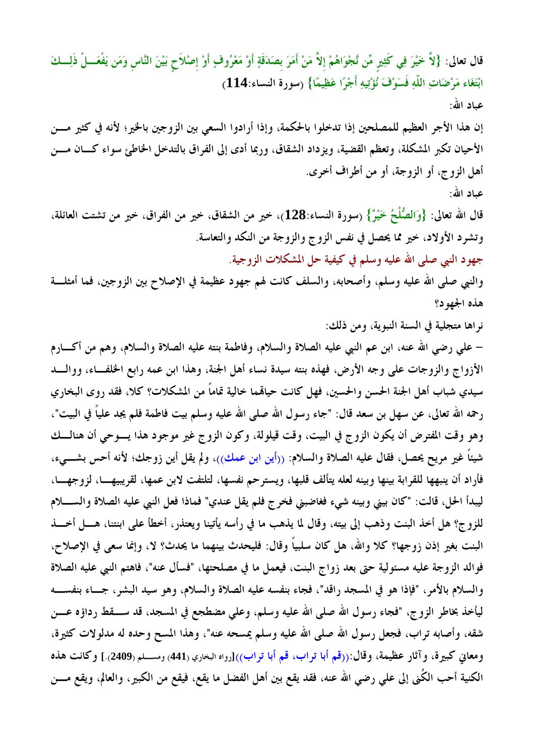قال تعالى: {لاَّ خَيْرَ فِي كَثِيرٍ مِّن نَّجْوَاهُمْ إِلاَّ مَنْ أَمَرَ بِصَدَقَةٍ أَوْ مَعْرُوفٍ أَوْ إِصْلاَحٍ بَيْنَ النَّاسِ وَمَن يَفْعَلْ ذَلِكَ ابْتَغَاء مَرْضَاتِ اللّهِ فَسَوْفَ نُؤْتِيهِ أَجْرًا عَظِيمًا} (سورة النساء:114)

عباد الله:

إن هذا الأجر العظيم للمصلحين إذا تدخلوا بالحكمة، وإذا أرادوا السعي بين الزوجين بالخير؛ لأنه في كثير من الأحيان تكبر المشكلة، وتعظم القضية، ويزداد الشقاق، وربما أدى إلى الفراق بالتدخل الخاطئ سواء كان من أهل الزوج، أو الزوجة، أو من أطراف أخرى.

عباد الله:

قال الله تعالى: {وَالصُّلْحُ خَيْرٌ} (سورة النساء:128)، خير من الشقاق، خير من الفراق، خير من تشتت العائلة، وتشرد الأولاد، خير مما يحصل في نفس الزوج والزوجة من النكد والتعاسة.

**جهود النبي صلى الله عليه وسلم في كيفية حل المشكلات الزوجية.**

والنبي صلى الله عليه وسلم، وأصحابه، والسلف كانت لهم جهود عظيمة في الإصلاح بين الزوجين، فما أمثلة هذه الجهود؟

نراها متجلية في السنة النبوية، ومن ذلك:

– علي رضي الله عنه، ابن عم النبي عليه الصلاة والسلام، وفاطمة بنته عليه الصلاة والسلام، وهم من أكارم الأزواج والزوجات على وجه الأرض، فهذه بنته سيدة نساء أهل الجنة، وهذا ابن عمه رابع الخلفاء، ووالد سيدي شباب أهل الجنة الحسن والحسين، فهل كانت حياتهما خالية تماماً من المشكلات؟ كلا، فقد روى البخاري رحمه الله تعالى، عن سهل بن سعد قال: "جاء رسول الله صلى الله عليه وسلم بيت فاطمة فلم يجد علياً في البيت"، وهو وقت المفترض أن يكون الزوج في البيت، وقت قيلولة، وكون الزوج غير موجود هذا يوحي أن هنالك شيئاً غير مريح يحصل، فقال عليه الصلاة والسلام: ((أين ابن عمك))، ولم يقل أين زوجك؛ لأنه أحس بشيء، فأراد أن ينبهها للقرابة بينها وبينه لعله يتألف قلبها، ويسترحم نفسها، لتلتفت لابن عمها، لقريبها، لزوجها، ليبدأ الحل، قالت: "كان بيني وبينه شيء فغاضبني فخرج فلم يقل عندي" فماذا فعل النبي عليه الصلاة والسلام للزوج؟ هل أخذ البنت وذهب إلى بيته، وقال لما يذهب ما في رأسه يأتينا ويعتذر، أخطأ على ابنتنا، هل أخذ البنت بغير إذن زوجها؟ كلا والله، هل كان سلبياً وقال: فليحدث بينهما ما يحدث؟ لا، وإنما سعى في الإصلاح، فوالد الزوجة عليه مسئولية حتى بعد زواج البنت، فيعمل ما في مصلحتها، "فسأل عنه"، فاهتم النبي عليه الصلاة والسلام بالأمر، "فإذا هو في المسجد راقد"، فجاء بنفسه عليه الصلاة والسلام، وهو سيد البشر، جاء بنفسه ليأخذ بخاطر الزوج، "فجاء رسول الله صلى الله عليه وسلم، وعلي مضطجع في المسجد، قد سقط رداؤه عن شقه، وأصابه تراب، فجعل رسول الله صلى الله عليه وسلم يمسحه عنه"، وهذا المسح وحده له مدلولات كثيرة، ومعاني كبيرة، وآثار عظيمة، وقال:((قم أبا تراب، قم أبا تراب))[رواه البخاري (441) ومسلم (2409).] وكانت هذه الكنية أحب الكُنى إلى علي رضي الله عنه، فقد يقع بين أهل الفضل ما يقع، فيقع من الكبير، والعالم، ويقع من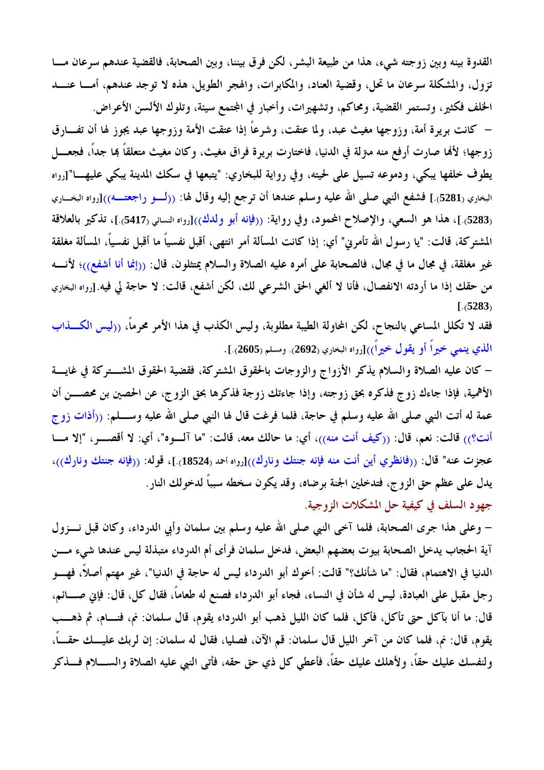القدوة بينه وبين زوجته شيء، هذا من طبيعة البشر، لكن فرق بيننا، وبين الصحابة، فالقضية عندهم سرعان ما تزول، والمشكلة سرعان ما تحل، وقضية العناد، والمكابرات، والهجر الطويل، هذه لا توجد عندهم، أما عند الخلف فكثير، وتستمر القضية، ومحاكم، وتشهيرات، وأخبار في المجتمع سيئة، وتلوك الألسن الأعراض.

– كانت بريرة أمة، وزوجها مغيث عبد، ولما عتقت، وشرعاً إذا عتقت الأمة وزوجها عبد يجوز لها أن تفارق زوجها؛ لأنها صارت أرفع منه منزلة في الدنيا، فاختارت بريرة فراق مغيث، وكان مغيث متعلقاً بها جداً، فجعل يطوف خلفها يبكي، ودموعه تسيل على لحيته، وفي رواية للبخاري: "يتبعها في سكك المدينة يبكي عليها"[رواه البخاري (5281).] فشفع النبي صلى الله عليه وسلم عندها أن ترجع إليه وقال لها: ((لو راجعته))[رواه البخاري (5283).]، هذا هو السعي، والإصلاح المحمود، وفي رواية: ((فإنه أبو ولدك))[رواه النسائي (5417).]، تذكير بالعلاقة المشتركة، قالت: "يا رسول الله تأمرني" أي: إذا كانت المسألة أمر انتهى، أقبل نفسياً ما أقبل نفسياً، المسألة مغلقة غير مغلقة، في مجال ما في مجال، فالصحابة على أمره عليه الصلاة والسلام يمتثلون، قال: ((إنما أنا أشفع))؛ لأنه من حقك إذا ما أردته الانفصال، فأنا لا ألغي الحق الشرعي لك، لكن أشفع، قالت: لا حاجة لي فيه.[رواه البخاري (5283).]

فقد لا تكلل المساعي بالنجاح، لكن المحاولة الطيبة مطلوبة، وليس الكذب في هذا الأمر محرماً، ((ليس الكذاب الذي ينمي خيراً أو يقول خيراً))[رواه البخاري (2692). ومسلم (2605).].

– كان عليه الصلاة والسلام يذكر الأزواج والزوجات بالحقوق المشتركة، فقضية الحقوق المشتركة في غاية الأهمية، فإذا جاءك زوج فذكره بحق زوجته، وإذا جاءتك زوجة فذكرها بحق الزوج، عن الحصين بن محصن أن عمة له أتت النبي صلى الله عليه وسلم في حاجة، فلما فرغت قال لها النبي صلى الله عليه وسلم: ((أذات زوج أنت؟)) قالت: نعم، قال: ((كيف أنت منه))، أي: ما حالك معه، قالت: "ما آلوه"، أي: لا أقصر، "إلا ما عجزت عنه" قال: ((فانظري أين أنت منه فإنه جنتك ونارك))[رواه أحمد (18524).]، قوله: ((فإنه جنتك ونارك))، يدل على عظم حق الزوج، فتدخلين الجنة برضاه، وقد يكون سخطه سبباً لدخولك النار.

## جهود السلف في كيفية حل المشكلات الزوجية.

– وعلى هذا جرى الصحابة، فلما آخى النبي صلى الله عليه وسلم بين سلمان وأبي الدرداء، وكان قبل نزول آية الحجاب يدخل الصحابة بيوت بعضهم البعض، فدخل سلمان فرأى أم الدرداء متبذلة ليس عندها شيء من الدنيا في الاهتمام، فقال: "ما شأنك؟" قالت: أخوك أبو الدرداء ليس له حاجة في الدنيا"، غير مهتم أصلاً، فهو رجل مقبل على العبادة، ليس له شأن في النساء، فجاء أبو الدرداء فصنع له طعاماً، فقال كل، قال: فإني صائم، قال: ما أنا بآكل حتى تأكل، فأكل، فلما كان الليل ذهب أبو الدرداء يقوم، قال سلمان: نم، فنام، ثم ذهب يقوم، قال: نم، فلما كان من آخر الليل قال سلمان: قم الآن، فصليا، فقال له سلمان: إن لربك عليك حقاً، ولنفسك عليك حقاً، ولأهلك عليك حقاً، فأعطي كل ذي حق حقه، فأتى النبي عليه الصلاة والسلام فذكر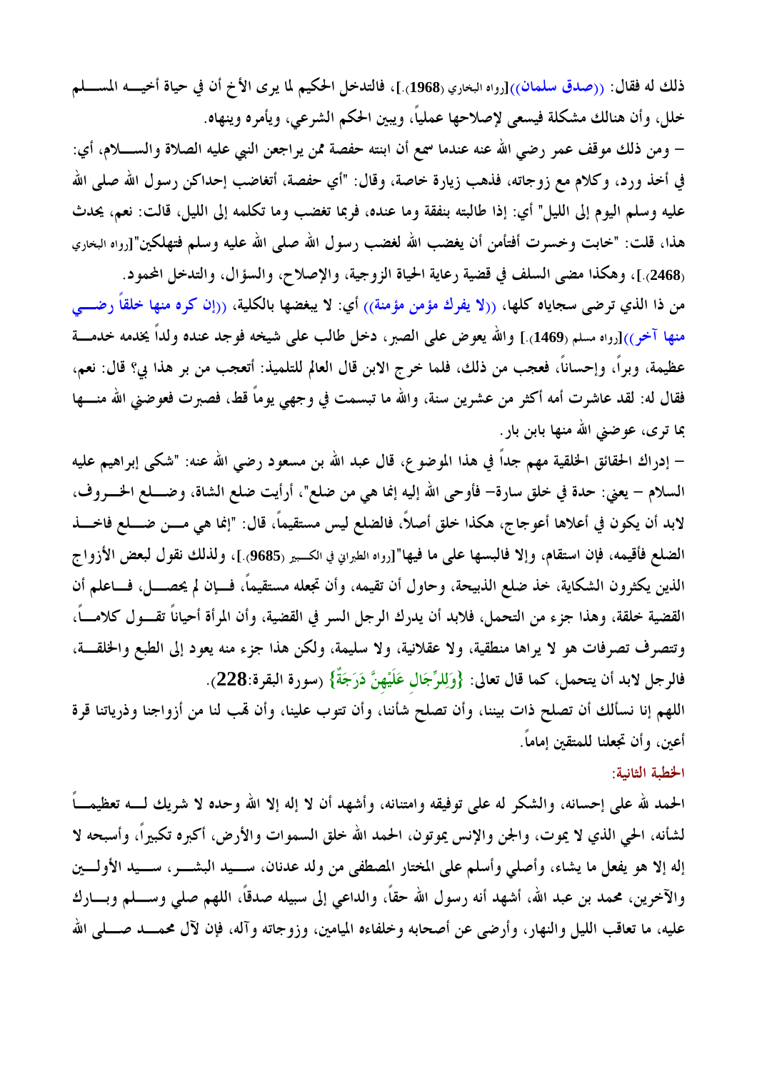ذلك له فقال: ((صدق سلمان))[رواه البخاري (1968).]، فالتدخل الحكيم لما يرى الأخ أن في حياة أخيه المسلم خلل، وأن هنالك مشكلة فيسعى لإصلاحها عملياً، ويبين الحكم الشرعي، ويأمره وينهاه.

– ومن ذلك موقف عمر رضي الله عنه عندما سمع أن ابنته حفصة ممن يراجعن النبي عليه الصلاة والسلام، أي: في أخذ ورد، وكلام مع زوجاته، فذهب زيارة خاصة، وقال: "أي حفصة، أتغاضب إحداكن رسول الله صلى الله عليه وسلم اليوم إلى الليل" أي: إذا طالبته بنفقة وما عنده، فربما تغضب وما تكلمه إلى الليل، قالت: نعم، يحدث هذا، قلت: "خابت وخسرت أفتأمن أن يغضب الله لغضب رسول الله صلى الله عليه وسلم فتهلكين"[رواه البخاري (2468).]، وهكذا مضى السلف في قضية رعاية الحياة الزوجية، والإصلاح، والسؤال، والتدخل المحمود.

من ذا الذي ترضى سجاياه كلها، ((لا يفرك مؤمن مؤمنة)) أي: لا يبغضها بالكلية، ((إن كره منها خلقاً رضي منها آخر))[رواه مسلم (1469).] والله يعوض على الصبر، دخل طالب على شيخه فوجد عنده ولداً يخدمه خدمة عظيمة، وبراً، وإحساناً، فعجب من ذلك، فلما خرج الابن قال العالم للتلميذ: أتعجب من بر هذا بي؟ قال: نعم، فقال له: لقد عاشرت أمه أكثر من عشرين سنة، والله ما تبسمت في وجهي يوماً قط، فصبرت فعوضني الله منها بما ترى، عوضني الله منها بابن بار.

– إدراك الحقائق الخلقية مهم جداً في هذا الموضوع، قال عبد الله بن مسعود رضي الله عنه: "شكى إبراهيم عليه السلام – يعني: حدة في خلق سارة– فأوحى الله إليه إنما هي من ضلع"، أرأيت ضلع الشاة، وضلع الخروف، لابد أن يكون في أعلاها أعوجاج، هكذا خلق أصلاً، فالضلع ليس مستقيماً، قال: "إنما هي من ضلع فاخذ الضلع فأقيمه، فإن استقام، وإلا فالبسها على ما فيها"[رواه الطبراني في الكبير (9685).]، ولذلك نقول لبعض الأزواج الذين يكثرون الشكاية، خذ ضلع الذبيحة، وحاول أن تقيمه، وأن تجعله مستقيماً، فإن لم يحصل، فاعلم أن القضية خلقة، وهذا جزء من التحمل، فلابد أن يدرك الرجل السر في القضية، وأن المرأة أحياناً تقول كلاماً، وتتصرف تصرفات هو لا يراها منطقية، ولا عقلانية، ولا سليمة، ولكن هذا جزء منه يعود إلى الطبع والخلقة، فالرجل لابد أن يتحمل، كما قال تعالى: {وَلِلرِّجَالِ عَلَيْهِنَّ دَرَجَةٌ} (سورة البقرة:228).

اللهم إنا نسألك أن تصلح ذات بيننا، وأن تصلح شأننا، وأن تتوب علينا، وأن تهب لنا من أزواجنا وذرياتنا قرة أعين، وأن تجعلنا للمتقين إماماً.

## الخطبة الثانية:

الحمد لله على إحسانه، والشكر له على توفيقه وامتنانه، وأشهد أن لا إله إلا الله وحده لا شريك له تعظيماً لشأنه، الحي الذي لا يموت، والجن والإنس يموتون، الحمد لله خلق السموات والأرض، أكبره تكبيراً، وأسبحه لا إله إلا هو يفعل ما يشاء، وأصلي وأسلم على المختار المصطفى من ولد عدنان، سيد البشر، سيد الأولين والآخرين، محمد بن عبد الله، أشهد أنه رسول الله حقاً، والداعي إلى سبيله صدقاً، اللهم صلي وسلم وبارك عليه، ما تعاقب الليل والنهار، وأرضى عن أصحابه وخلفاءه الميامين، وزوجاته وآله، فإن لآل محمد صلى الله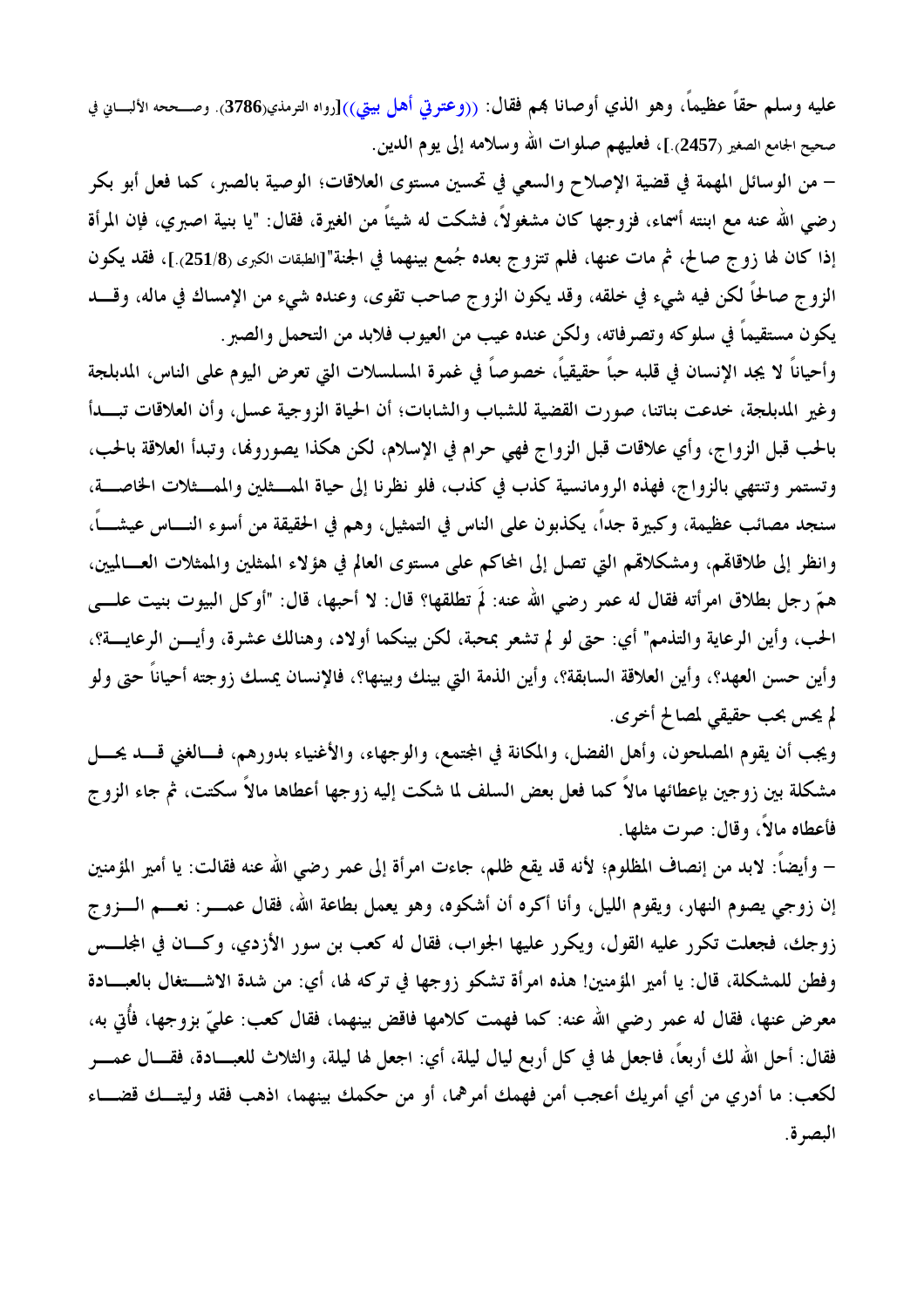عليه وسلم حقاً عظيماً، وهو الذي أوصانا بهم فقال: ((وعترتي أهل بيتي))[رواه الترمذي(3786). وصححه الألباني في صحيح الجامع الصغير (2457).]، فعليهم صلوات الله وسلامه إلى يوم الدين.

– من الوسائل المهمة في قضية الإصلاح والسعي في تحسين مستوى العلاقات؛ الوصية بالصبر، كما فعل أبو بكر رضي الله عنه مع ابنته أسماء، فزوجها كان مشغولاً، فشكت له شيئاً من الغيرة، فقال: "يا بنية اصبري، فإن المرأة إذا كان لها زوج صالح، ثم مات عنها، فلم تتزوج بعده جُمع بينهما في الجنة"[الطبقات الكبرى (251/8).]، فقد يكون الزوج صالحاً لكن فيه شيء في خلقه، وقد يكون الزوج صاحب تقوى، وعنده شيء من الإمساك في ماله، وقد يكون مستقيماً في سلوكه وتصرفاته، ولكن عنده عيب من العيوب فلابد من التحمل والصبر.

وأحياناً لا يجد الإنسان في قلبه حباً حقيقياً، خصوصاً في غمرة المسلسلات التي تعرض اليوم على الناس، المدبلجة وغير المدبلجة، خدعت بناتنا، صورت القضية للشباب والشابات؛ أن الحياة الزوجية عسل، وأن العلاقات تبدأ بالحب قبل الزواج، وأي علاقات قبل الزواج فهي حرام في الإسلام، لكن هكذا يصورونها، وتبدأ العلاقة بالحب، وتستمر وتنتهي بالزواج، فهذه الرومانسية كذب في كذب، فلو نظرنا إلى حياة الممثلين والممثلات الخاصة، سنجد مصائب عظيمة، وكبيرة جداً، يكذبون على الناس في التمثيل، وهم في الحقيقة من أسوء الناس عيشاً، وانظر إلى طلاقاتهم، ومشكلاتهم التي تصل إلى المحاكم على مستوى العالم في هؤلاء الممثلين والممثلات العالميين، همّ رجل بطلاق امرأته فقال له عمر رضي الله عنه: لَمَ تطلقها؟ قال: لا أحبها، قال: "أوكل البيوت بنيت على الحب، وأين الرعاية والتذمم" أي: حتى لو لم تشعر بمحبة، لكن بينكما أولاد، وهنالك عشرة، وأين الرعاية؟، وأين حسن العهد؟، وأين العلاقة السابقة؟، وأين الذمة التي بينك وبينها؟، فالإنسان يمسك زوجته أحياناً حتى ولو لم يحس بحب حقيقي لمصالح أخرى.

ويجب أن يقوم المصلحون، وأهل الفضل، والمكانة في المجتمع، والوجهاء، والأغنياء بدورهم، فالغني قد يحل مشكلة بين زوجين بإعطائها مالاً كما فعل بعض السلف لما شكت إليه زوجها أعطاها مالاً سكتت، ثم جاء الزوج فأعطاه مالاً، وقال: صرت مثلها.

– وأيضاً: لابد من إنصاف المظلوم؛ لأنه قد يقع ظلم، جاءت امرأة إلى عمر رضي الله عنه فقالت: يا أمير المؤمنين إن زوجي يصوم النهار، ويقوم الليل، وأنا أكره أن أشكوه، وهو يعمل بطاعة الله، فقال عمر: نعم الزوج زوجك، فجعلت تكرر عليه القول، ويكرر عليها الجواب، فقال له كعب بن سور الأزدي، وكان في المجلس وفطن للمشكلة، قال: يا أمير المؤمنين! هذه امرأة تشكو زوجها في تركه لها، أي: من شدة الاشتغال بالعبادة معرض عنها، فقال له عمر رضي الله عنه: كما فهمت كلامها فاقض بينهما، فقال كعب: عليّ بزوجها، فأُتي به، فقال: أحل الله لك أربعاً، فاجعل لها في كل أربع ليال ليلة، أي: اجعل لها ليلة، والثلاث للعبادة، فقال عمر لكعب: ما أدري من أي أمريك أعجب أمن فهمك أمرهما، أو من حكمك بينهما، اذهب فقد وليتك قضاء البصرة.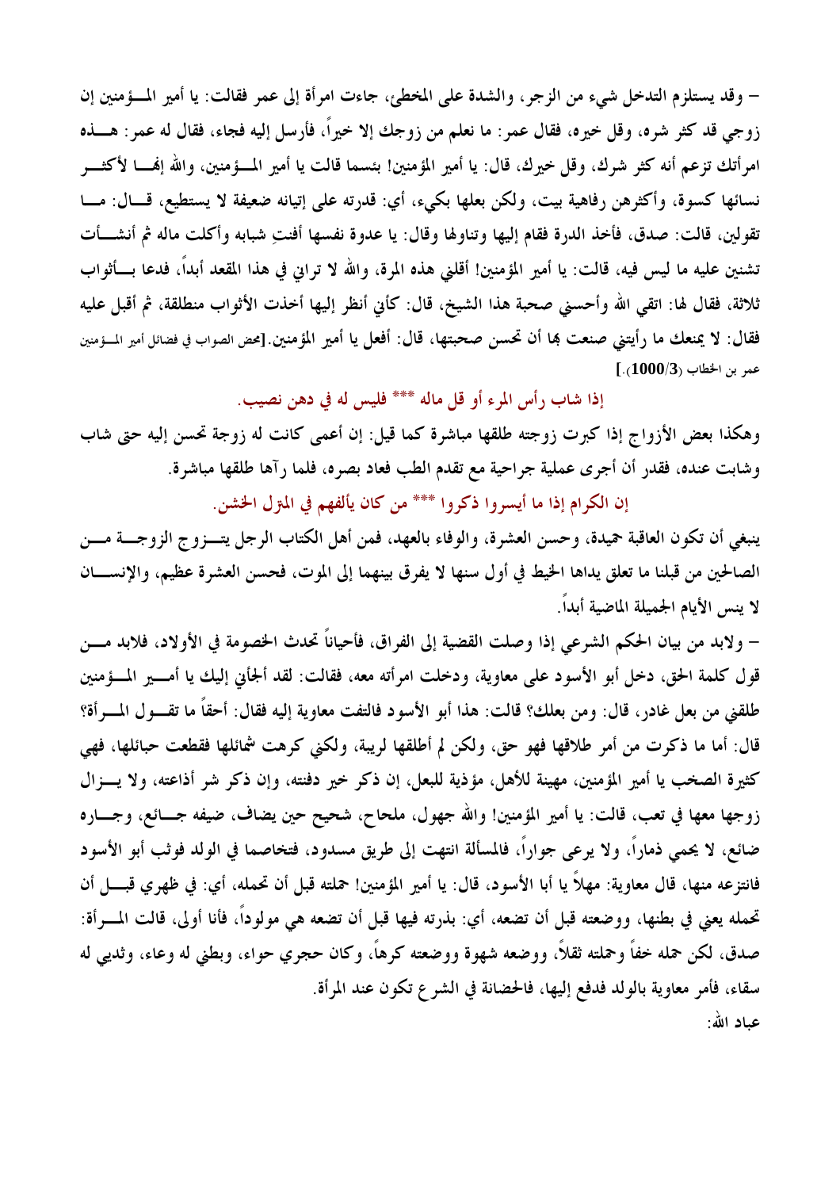– وقد يستلزم التدخل شيء من الزجر، والشدة على المخطئ، جاءت امرأة إلى عمر فقالت: يا أمير المؤمنين إن زوجي قد كثر شره، وقل خيره، فقال عمر: ما نعلم من زوجك إلا خيراً، فأرسل إليه فجاء، فقال له عمر: هذه امرأتك تزعم أنه كثر شرك، وقل خيرك، قال: يا أمير المؤمنين! بئسما قالت يا أمير المؤمنين، والله إنها لأكثر نسائها كسوة، وأكثرهن رفاهية بيت، ولكن بعلها بكيء، أي: قدرته على إتيانه ضعيفة لا يستطيع، قال: ما تقولين، قالت: صدق، فأخذ الدرة فقام إليها وتناولها وقال: يا عدوة نفسها أفنتِ شبابه وأكلت ماله ثم أنشأت تشنين عليه ما ليس فيه، قالت: يا أمير المؤمنين! أقلني هذه المرة، والله لا تراني في هذا المقعد أبداً، فدعا بأثواب ثلاثة، فقال لها: اتقي الله وأحسني صحبة هذا الشيخ، قال: كأني أنظر إليها أخذت الأثواب منطلقة، ثم أقبل عليه فقال: لا يمنعك ما رأيتني صنعت بها أن تحسن صحبتها، قال: أفعل يا أمير المؤمنين.[محض الصواب في فضائل أمير المؤمنين عمر بن الخطاب (**1000/3**).]

إذا شاب رأس المرء أو قل ماله \*\*\* فليس له في دهن نصيب.

وهكذا بعض الأزواج إذا كبرت زوجته طلقها مباشرة كما قيل: إن أعمى كانت له زوجة تحسن إليه حتى شاب وشابت عنده، فقدر أن أجرى عملية جراحية مع تقدم الطب فعاد بصره، فلما رآها طلقها مباشرة.

إن الكرام إذا ما أيسروا ذكروا \*\*\* من كان يألفهم في المنزل الخشن.

ينبغي أن تكون العاقبة حميدة، وحسن العشرة، والوفاء بالعهد، فمن أهل الكتاب الرجل يتزوج الزوجة من الصالحين من قبلنا ما تعلق يداها الخيط في أول سنها لا يفرق بينهما إلى الموت، فحسن العشرة عظيم، والإنسان لا ينس الأيام الجميلة الماضية أبداً.

– ولابد من بيان الحكم الشرعي إذا وصلت القضية إلى الفراق، فأحياناً تحدث الخصومة في الأولاد، فلابد من قول كلمة الحق، دخل أبو الأسود على معاوية، ودخلت امرأته معه، فقالت: لقد ألجأني إليك يا أمير المؤمنين طلقني من بعل غادر، قال: ومن بعلك؟ قالت: هذا أبو الأسود فالتفت معاوية إليه فقال: أحقاً ما تقول المرأة؟ قال: أما ما ذكرت من أمر طلاقها فهو حق، ولكن لم أطلقها لريبة، ولكني كرهت شمائلها فقطعت حبائلها، فهي كثيرة الصخب يا أمير المؤمنين، مهينة للأهل، مؤذية للبعل، إن ذكر خير دفنته، وإن ذكر شر أذاعته، ولا يزال زوجها معها في تعب، قالت: يا أمير المؤمنين! والله جهول، ملحاح، شحيح حين يضاف، ضيفه جائع، وجاره ضائع، لا يحمي ذماراً، ولا يرعى جواراً، فالمسألة انتهت إلى طريق مسدود، فتخاصما في الولد فوثب أبو الأسود فانتزعه منها، قال معاوية: مهلاً يا أبا الأسود، قال: يا أمير المؤمنين! حملته قبل أن تحمله، أي: في ظهري قبل أن تحمله يعني في بطنها، ووضعته قبل أن تضعه، أي: بذرته فيها قبل أن تضعه هي مولوداً، فأنا أولى، قالت المرأة: صدق، لكن حمله خفاً وحملته ثقلاً، ووضعه شهوة ووضعته كرهاً، وكان حجري حواء، وبطني له وعاء، وثديي له سقاء، فأمر معاوية بالولد فدفع إليها، فالحضانة في الشرع تكون عند المرأة.

عباد الله: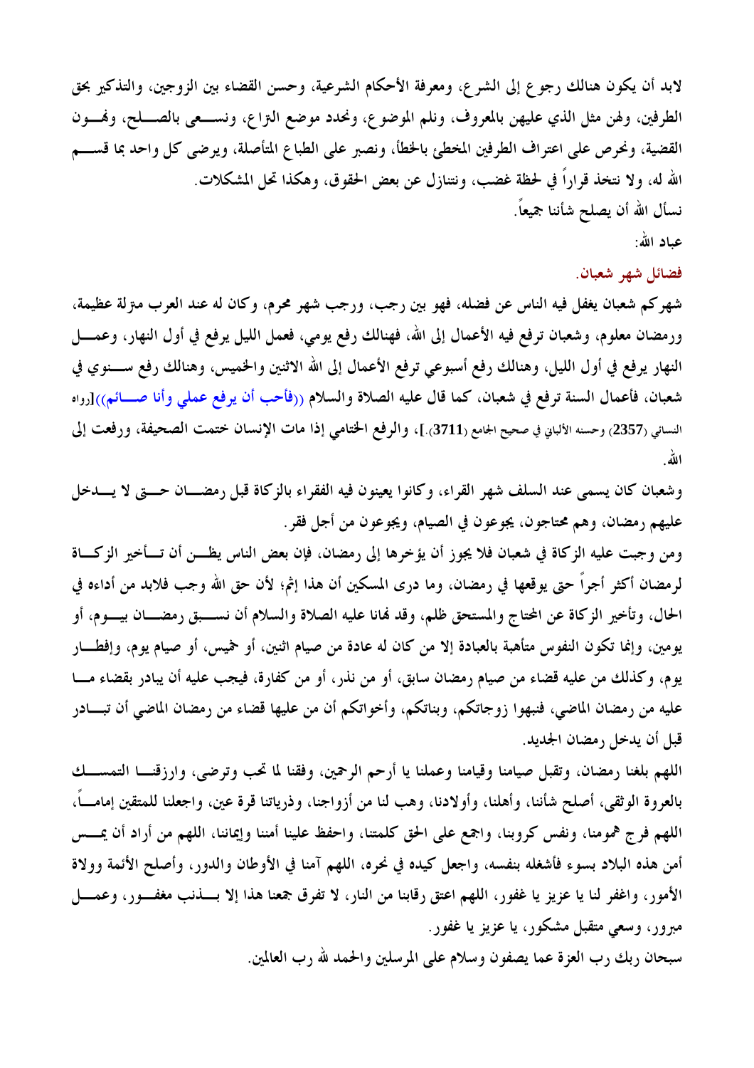لابد أن يكون هنالك رجوع إلى الشرع، ومعرفة الأحكام الشرعية، وحسن القضاء بين الزوجين، والتذكير بحق الطرفين، ولهن مثل الذي عليهن بالمعروف، ونلم الموضوع، ونحدد موضع النزاع، ونسعى بالصلح، ونهون القضية، ونحرص على اعتراف الطرفين المخطئ بالخطأ، ونصبر على الطباع المتأصلة، ويرضى كل واحد بما قسم الله له، ولا نتخذ قراراً في لحظة غضب، ونتنازل عن بعض الحقوق، وهكذا تحل المشكلات.

نسأل الله أن يصلح شأننا جميعاً.

عباد الله:

## فضائل شهر شعبان.

شهركم شعبان يغفل فيه الناس عن فضله، فهو بين رجب، ورجب شهر محرم، وكان له عند العرب منزلة عظيمة، ورمضان معلوم، وشعبان ترفع فيه الأعمال إلى الله، فهنالك رفع يومي، فعمل الليل يرفع في أول النهار، وعمل النهار يرفع في أول الليل، وهنالك رفع أسبوعي ترفع الأعمال إلى الله الاثنين والخميس، وهنالك رفع سنوي في شعبان، فأعمال السنة ترفع في شعبان، كما قال عليه الصلاة والسلام ((فأحب أن يرفع عملي وأنا صائم))[رواه النسائي (2357) وحسنه الألباني في صحيح الجامع (3711).]، والرفع الختامي إذا مات الإنسان ختمت الصحيفة، ورفعت إلى الله.

وشعبان كان يسمى عند السلف شهر القراء، وكانوا يعينون فيه الفقراء بالزكاة قبل رمضان حتى لا يدخل عليهم رمضان، وهم محتاجون، يجوعون في الصيام، ويجوعون من أجل فقر.

ومن وجبت عليه الزكاة في شعبان فلا يجوز أن يؤخرها إلى رمضان، فإن بعض الناس يظن أن تأخير الزكاة لرمضان أكثر أجراً حتى يوقعها في رمضان، وما درى المسكين أن هذا إثم؛ لأن حق الله وجب فلابد من أداءه في الحال، وتأخير الزكاة عن المحتاج والمستحق ظلم، وقد نهانا عليه الصلاة والسلام أن نستبق رمضان بيوم، أو يومين، وإنما تكون النفوس متأهبة بالعبادة إلا من كان له عادة من صيام اثنين، أو خميس، أو صيام يوم، وإفطار يوم، وكذلك من عليه قضاء من صيام رمضان سابق، أو من نذر، أو من كفارة، فيجب عليه أن يبادر بقضاء ما عليه من رمضان الماضي، فنبهوا زوجاتكم، وبناتكم، وأخواتكم أن من عليها قضاء من رمضان الماضي أن تبادر قبل أن يدخل رمضان الجديد.

اللهم بلغنا رمضان، وتقبل صيامنا وقيامنا وعملنا يا أرحم الرحمين، وفقنا لما تحب وترضى، وارزقنا التمسك بالعروة الوثقى، أصلح شأننا، وأهلنا، وأولادنا، وهب لنا من أزواجنا، وذرياتنا قرة عين، واجعلنا للمتقين إماماً، اللهم فرج همومنا، ونفس كروبنا، واجمع على الحق كلمتنا، واحفظ علينا أمننا وإيماننا، اللهم من أراد أن يمس أمن هذه البلاد بسوء فأشغله بنفسه، واجعل كيده في نحره، اللهم آمنا في الأوطان والدور، وأصلح الأئمة وولاة الأمور، واغفر لنا يا عزيز يا غفور، اللهم اعتق رقابنا من النار، لا تفرق جمعنا هذا إلا بذنب مغفور، وعمل مبرور، وسعي متقبل مشكور، يا عزيز يا غفور.

سبحان ربك رب العزة عما يصفون وسلام على المرسلين والحمد لله رب العالمين.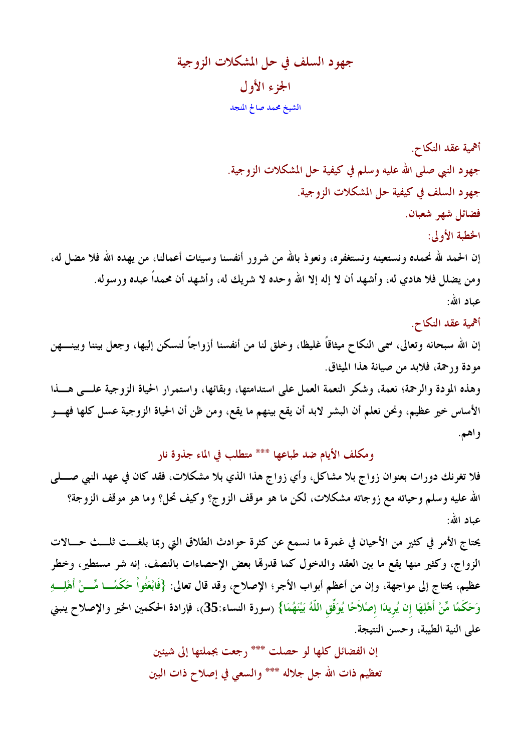# جهود السلف في حل المشكلات الزوجية

## الجزء الأول

الشيخ محمد صالح المنجد

أهمية عقد النكاح.

جهود النبي صلى الله عليه وسلم في كيفية حل المشكلات الزوجية.

جهود السلف في كيفية حل المشكلات الزوجية.

فضائل شهر شعبان.

الخطبة الأولى:

إن الحمد لله نحمده ونستعينه ونستغفره، ونعوذ بالله من شرور أنفسنا وسيئات أعمالنا، من يهده الله فلا مضل له، ومن يضلل فلا هادي له، وأشهد أن لا إله إلا الله وحده لا شريك له، وأشهد أن محمداً عبده ورسوله.

عباد الله:

أهمية عقد النكاح.

إن الله سبحانه وتعالى، سمى النكاح ميثاقاً غليظا، وخلق لنا من أنفسنا أزواجاً لنسكن إليها، وجعل بيننا وبينهن مودة ورحمة، فلابد من صيانة هذا الميثاق.

وهذه المودة والرحمة؛ نعمة، وشكر النعمة العمل على استدامتها، وبقائها، واستمرار الحياة الزوجية على هذا الأساس خير عظيم، ونحن نعلم أن البشر لابد أن يقع بينهم ما يقع، ومن ظن أن الحياة الزوجية عسل كلها فهو واهم.

ومكلف الأيام ضد طباعها *** متطلب في الماء جذوة نار

فلا تغرنك دورات بعنوان زواج بلا مشاكل، وأي زواج هذا الذي بلا مشكلات، فقد كان في عهد النبي صلى الله عليه وسلم وحياته مع زوجاته مشكلات، لكن ما هو موقف الزوج؟ وكيف تحل؟ وما هو موقف الزوجة؟

عباد الله:

يحتاج الأمر في كثير من الأحيان في غمرة ما نسمع عن كثرة حوادث الطلاق التي ربما بلغت ثلث حالات الزواج، وكثير منها يقع ما بين العقد والدخول كما قدرها بعض الإحصاءات بالنصف، إنه شر مستطير، وخطر عظيم، يحتاج إلى مواجهة، وإن من أعظم أبواب الأجر؛ الإصلاح، وقد قال تعالى: {فَابْعَثُواْ حَكَمًا مِّنْ أَهْلِهِ وَحَكَمًا مِّنْ أَهْلِهَا إِن يُرِيدَا إِصْلاَحًا يُوَفِّقِ اللّهُ بَيْنَهُمَا} (سورة النساء:35)، فإرادة الحكمين الخير والإصلاح ينبني على النية الطيبة، وحسن النتيجة.

إن الفضائل كلها لو حصلت *** رجعت بجملتها إلى شيئين

تعظيم ذات الله جل جلاله *** والسعي في إصلاح ذات البين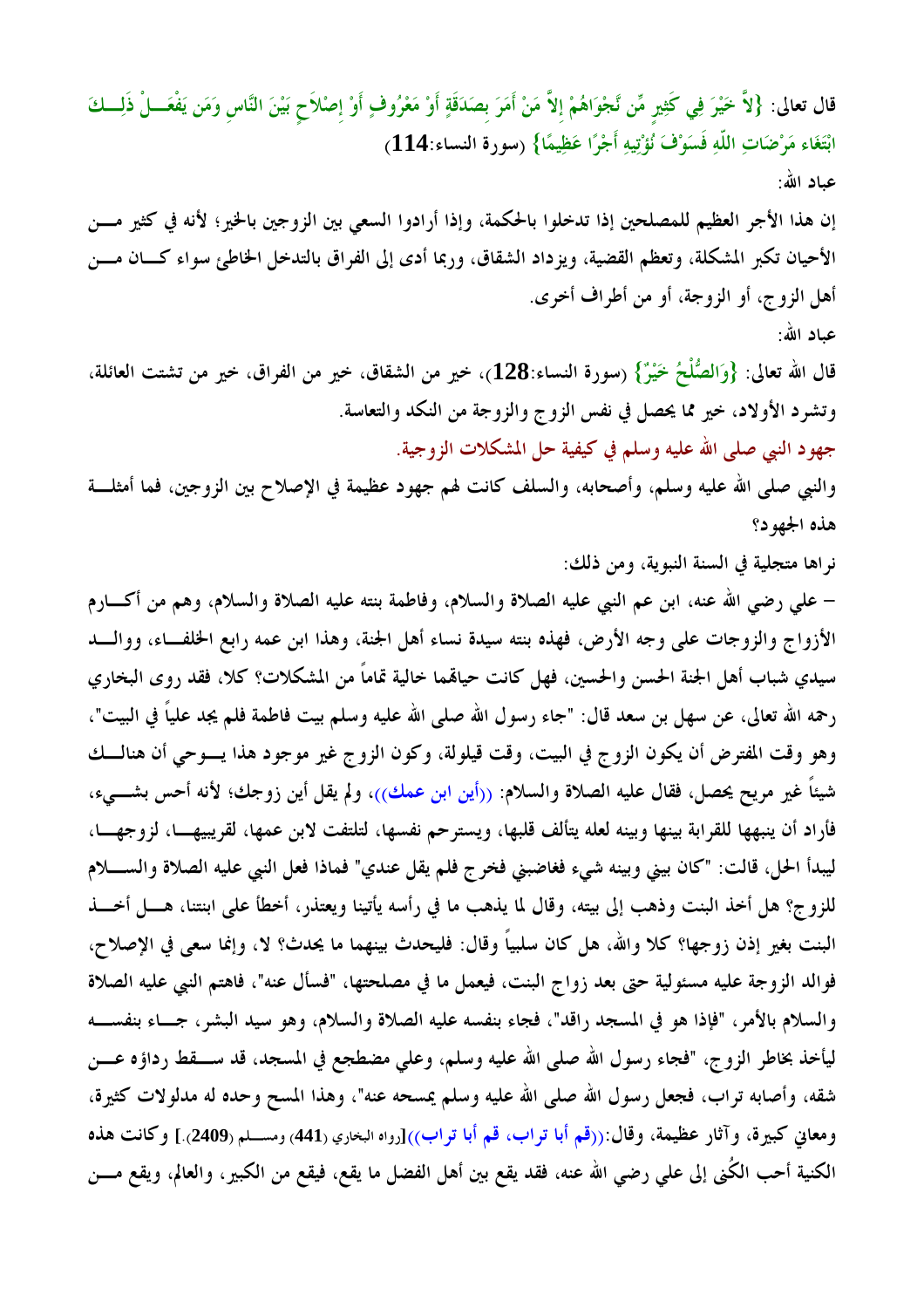قال تعالى: {لاَّ خَيْرَ فِي كَثِيرٍ مِّن نَّجْوَاهُمْ إِلاَّ مَنْ أَمَرَ بِصَدَقَةٍ أَوْ مَعْرُوفٍ أَوْ إِصْلاَحٍ بَيْنَ النَّاسِ وَمَن يَفْعَلْ ذَلِكَ ابْتَغَاء مَرْضَاتِ اللّهِ فَسَوْفَ نُؤْتِيهِ أَجْرًا عَظِيمًا} (سورة النساء:114)

عباد الله:

إن هذا الأجر العظيم للمصلحين إذا تدخلوا بالحكمة، وإذا أرادوا السعي بين الزوجين بالخير؛ لأنه في كثير من الأحيان تكبر المشكلة، وتعظم القضية، ويزداد الشقاق، وربما أدى إلى الفراق بالتدخل الخاطئ سواء كان من أهل الزوج، أو الزوجة، أو من أطراف أخرى.

عباد الله:

قال الله تعالى: {وَالصُّلْحُ خَيْرٌ} (سورة النساء:128)، خير من الشقاق، خير من الفراق، خير من تشتت العائلة، وتشرد الأولاد، خير مما يحصل في نفس الزوج والزوجة من النكد والتعاسة.

## جهود النبي صلى الله عليه وسلم في كيفية حل المشكلات الزوجية.

والنبي صلى الله عليه وسلم، وأصحابه، والسلف كانت لهم جهود عظيمة في الإصلاح بين الزوجين، فما أمثلة هذه الجهود؟

نراها متجلية في السنة النبوية، ومن ذلك:

– علي رضي الله عنه، ابن عم النبي عليه الصلاة والسلام، وفاطمة بنته عليه الصلاة والسلام، وهم من أكارم الأزواج والزوجات على وجه الأرض، فهذه بنته سيدة نساء أهل الجنة، وهذا ابن عمه رابع الخلفاء، ووالد سيدي شباب أهل الجنة الحسن والحسين، فهل كانت حياتهما خالية تماماً من المشكلات؟ كلا، فقد روى البخاري رحمه الله تعالى، عن سهل بن سعد قال: "جاء رسول الله صلى الله عليه وسلم بيت فاطمة فلم يجد علياً في البيت"، وهو وقت المفترض أن يكون الزوج في البيت، وقت قيلولة، وكون الزوج غير موجود هذا يوحي أن هنالك شيئاً غير مريح يحصل، فقال عليه الصلاة والسلام: ((أين ابن عمك))، ولم يقل أين زوجك؛ لأنه أحس بشيء، فأراد أن ينبهها للقرابة بينها وبينه لعله يتألف قلبها، ويسترحم نفسها، لتلتفت لابن عمها، لقريبها، لزوجها، ليبدأ الحل، قالت: "كان بيني وبينه شيء فغاضبني فخرج فلم يقل عندي" فماذا فعل النبي عليه الصلاة والسلام للزوج؟ هل أخذ البنت وذهب إلى بيته، وقال لما يذهب ما في رأسه يأتينا ويعتذر، أخطأ على ابنتنا، هل أخذ البنت بغير إذن زوجها؟ كلا والله، هل كان سلبياً وقال: فليحدث بينهما ما يحدث؟ لا، وإنما سعى في الإصلاح، فوالد الزوجة عليه مسئولية حتى بعد زواج البنت، فيعمل ما في مصلحتها، "فسأل عنه"، فاهتم النبي عليه الصلاة والسلام بالأمر، "فإذا هو في المسجد راقد"، فجاء بنفسه عليه الصلاة والسلام، وهو سيد البشر، جاء بنفسه ليأخذ بخاطر الزوج، "فجاء رسول الله صلى الله عليه وسلم، وعلي مضطجع في المسجد، قد سقط رداؤه عن شقه، وأصابه تراب، فجعل رسول الله صلى الله عليه وسلم يمسحه عنه"، وهذا المسح وحده له مدلولات كثيرة، ومعاني كبيرة، وآثار عظيمة، وقال:((قم أبا تراب، قم أبا تراب))[رواه البخاري (441) ومسلم (2409).] وكانت هذه الكنية أحب الكُنى إلى علي رضي الله عنه، فقد يقع بين أهل الفضل ما يقع، فيقع من الكبير، والعالم، ويقع من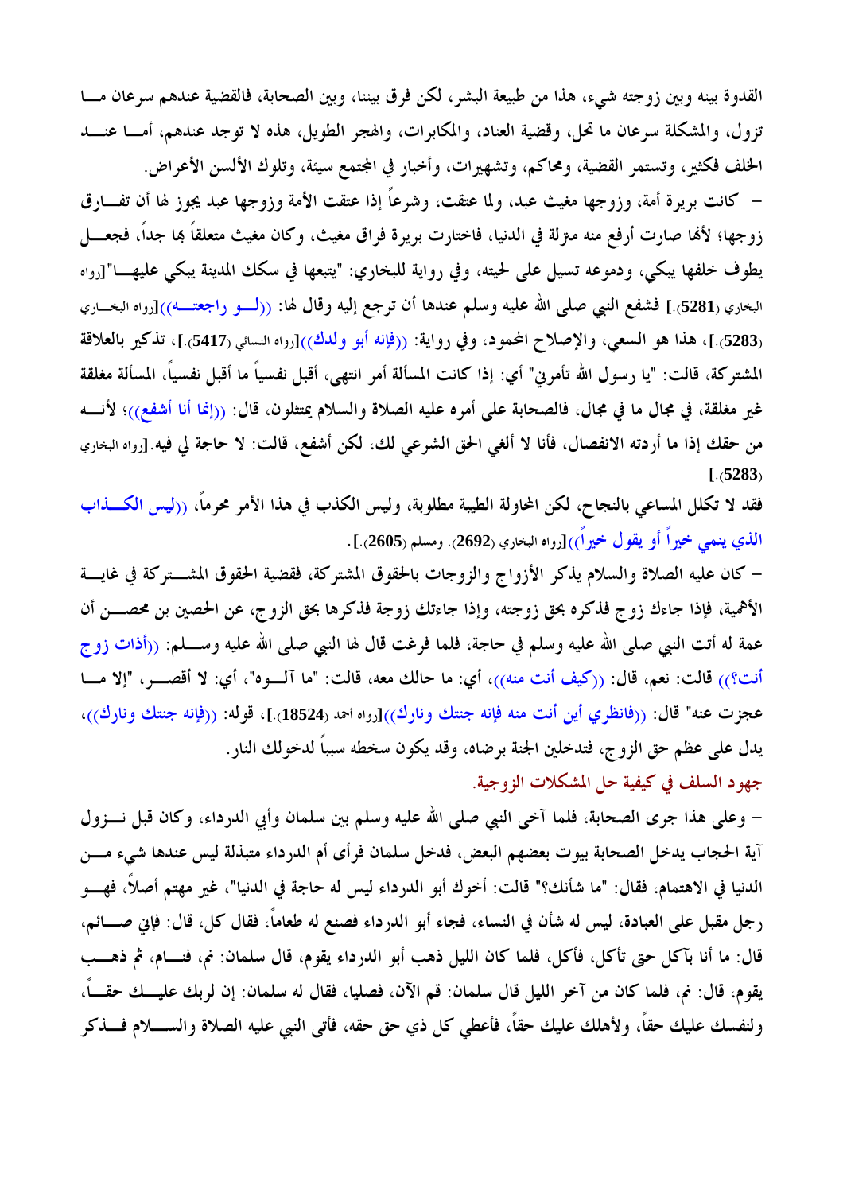القدوة بينه وبين زوجته شيء، هذا من طبيعة البشر، لكن فرق بيننا، وبين الصحابة، فالقضية عندهم سرعان ما تزول، والمشكلة سرعان ما تحل، وقضية العناد، والمكابرات، والهجر الطويل، هذه لا توجد عندهم، أما عند الخلف فكثير، وتستمر القضية، ومحاكم، وتشهيرات، وأخبار في المجتمع سيئة، وتلوك الألسن الأعراض.

– كانت بريرة أمة، وزوجها مغيث عبد، ولما عتقت، وشرعاً إذا عتقت الأمة وزوجها عبد يجوز لها أن تفارق زوجها؛ لأنها صارت أرفع منه منزلة في الدنيا، فاختارت بريرة فراق مغيث، وكان مغيث متعلقاً بها جداً، فجعل يطوف خلفها يبكي، ودموعه تسيل على لحيته، وفي رواية للبخاري: "يتبعها في سكك المدينة يبكي عليها"[رواه البخاري (5281).] فشفع النبي صلى الله عليه وسلم عندها أن ترجع إليه وقال لها: ((لو راجعته))[رواه البخاري (5283).]، هذا هو السعي، والإصلاح المحمود، وفي رواية: ((فإنه أبو ولدك))[رواه النسائي (5417).]، تذكير بالعلاقة المشتركة، قالت: "يا رسول الله تأمرني" أي: إذا كانت المسألة أمر انتهى، أقبل نفسياً ما أقبل نفسياً، المسألة مغلقة غير مغلقة، في مجال ما في مجال، فالصحابة على أمره عليه الصلاة والسلام يمتثلون، قال: ((إنما أنا أشفع))؛ لأنه من حقك إذا ما أردته الانفصال، فأنا لا ألغي الحق الشرعي لك، لكن أشفع، قالت: لا حاجة لي فيه.[رواه البخاري (5283).]

فقد لا تكلل المساعي بالنجاح، لكن المحاولة الطيبة مطلوبة، وليس الكذب في هذا الأمر محرماً، ((ليس الكذاب الذي ينمي خيراً أو يقول خيراً))[رواه البخاري (2692). ومسلم (2605).].

– كان عليه الصلاة والسلام يذكر الأزواج والزوجات بالحقوق المشتركة، فقضية الحقوق المشتركة في غاية الأهمية، فإذا جاءك زوج فذكره بحق زوجته، وإذا جاءتك زوجة فذكرها بحق الزوج، عن الحصين بن محصن أن عمة له أتت النبي صلى الله عليه وسلم في حاجة، فلما فرغت قال لها النبي صلى الله عليه وسلم: ((أذات زوج أنت؟)) قالت: نعم، قال: ((كيف أنت منه))، أي: ما حالك معه، قالت: "ما آلوه"، أي: لا أقصر، "إلا ما عجزت عنه" قال: ((فانظري أين أنت منه فإنه جنتك ونارك))[رواه أحمد (18524).]، قوله: ((فإنه جنتك ونارك))، يدل على عظم حق الزوج، فتدخلين الجنة برضاه، وقد يكون سخطه سبباً لدخولك النار.

### جهود السلف في كيفية حل المشكلات الزوجية.

– وعلى هذا جرى الصحابة، فلما آخى النبي صلى الله عليه وسلم بين سلمان وأبي الدرداء، وكان قبل نزول آية الحجاب يدخل الصحابة بيوت بعضهم البعض، فدخل سلمان فرأى أم الدرداء متبذلة ليس عندها شيء من الدنيا في الاهتمام، فقال: "ما شأنك؟" قالت: أخوك أبو الدرداء ليس له حاجة في الدنيا"، غير مهتم أصلاً، فهو رجل مقبل على العبادة، ليس له شأن في النساء، فجاء أبو الدرداء فصنع له طعاماً، فقال كل، قال: فإني صائم، قال: ما أنا بآكل حتى تأكل، فأكل، فلما كان الليل ذهب أبو الدرداء يقوم، قال سلمان: نم، فنام، ثم ذهب يقوم، قال: نم، فلما كان من آخر الليل قال سلمان: قم الآن، فصليا، فقال له سلمان: إن لربك عليك حقاً، ولنفسك عليك حقاً، ولأهلك عليك حقاً، فأعطي كل ذي حق حقه، فأتى النبي عليه الصلاة والسلام فذكر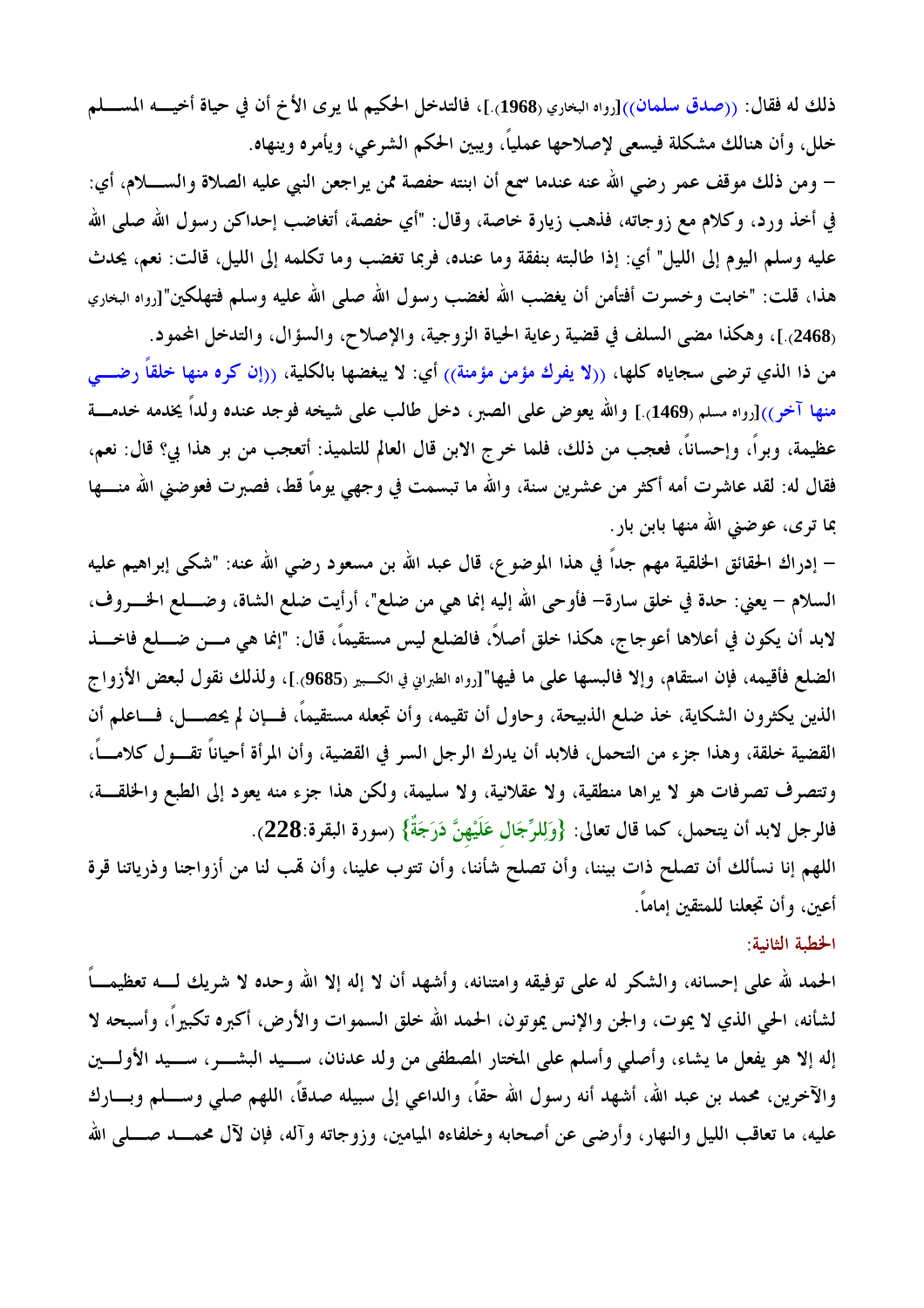ذلك له فقال: ((صدق سلمان))[رواه البخاري (1968).]، فالتدخل الحكيم لما يرى الأخ أن في حياة أخيه المسلم خلل، وأن هنالك مشكلة فيسعى لإصلاحها عملياً، ويبين الحكم الشرعي، ويأمره وينهاه.

– ومن ذلك موقف عمر رضي الله عنه عندما سمع أن ابنته حفصة ممن يراجعن النبي عليه الصلاة والسلام، أي: في أخذ ورد، وكلام مع زوجاته، فذهب زيارة خاصة، وقال: "أي حفصة، أتغاضب إحداكن رسول الله صلى الله عليه وسلم اليوم إلى الليل" أي: إذا طالبته بنفقة وما عنده، فربما تغضب وما تكلمه إلى الليل، قالت: نعم، يحدث هذا، قلت: "خابت وخسرت أفتأمن أن يغضب الله لغضب رسول الله صلى الله عليه وسلم فتهلكين"[رواه البخاري (2468).]، وهكذا مضى السلف في قضية رعاية الحياة الزوجية، والإصلاح، والسؤال، والتدخل المحمود.

من ذا الذي ترضى سجاياه كلها، ((لا يفرك مؤمن مؤمنة)) أي: لا يبغضها بالكلية، ((إن كره منها خلقاً رضي منها آخر))[رواه مسلم (1469).] والله يعوض على الصبر، دخل طالب على شيخه فوجد عنده ولداً يخدمه خدمة عظيمة، وبراً، وإحساناً، فعجب من ذلك، فلما خرج الابن قال العالم للتلميذ: أتعجب من بر هذا بي؟ قال: نعم، فقال له: لقد عاشرت أمه أكثر من عشرين سنة، والله ما تبسمت في وجهي يوماً قط، فصبرت فعوضني الله منها بما ترى، عوضني الله منها بابن بار.

– إدراك الحقائق الخلقية مهم جداً في هذا الموضوع، قال عبد الله بن مسعود رضي الله عنه: "شكى إبراهيم عليه السلام – يعني: حدة في خلق سارة– فأوحى الله إليه إنما هي من ضلع"، أرأيت ضلع الشاة، وضلع الخروف، لابد أن يكون في أعلاها أعوجاج، هكذا خلق أصلاً، فالضلع ليس مستقيماً، قال: "إنما هي من ضلع فاخذ الضلع فأقيمه، فإن استقام، وإلا فالبسها على ما فيها"[رواه الطبراني في الكبير (9685).]، ولذلك نقول لبعض الأزواج الذين يكثرون الشكاية، خذ ضلع الذبيحة، وحاول أن تقيمه، وأن تجعله مستقيماً، فإن لم يحصل، فاعلم أن القضية خلقة، وهذا جزء من التحمل، فلابد أن يدرك الرجل السر في القضية، وأن المرأة أحياناً تقول كلاماً، وتتصرف تصرفات هو لا يراها منطقية، ولا عقلانية، ولا سليمة، ولكن هذا جزء منه يعود إلى الطبع والخلقة، فالرجل لابد أن يتحمل، كما قال تعالى: {وَلِلرِّجَالِ عَلَيْهِنَّ دَرَجَةٌ} (سورة البقرة:228).

اللهم إنا نسألك أن تصلح ذات بيننا، وأن تصلح شأننا، وأن تتوب علينا، وأن تهب لنا من أزواجنا وذرياتنا قرة أعين، وأن تجعلنا للمتقين إماماً.

## الخطبة الثانية:

الحمد لله على إحسانه، والشكر له على توفيقه وامتنانه، وأشهد أن لا إله إلا الله وحده لا شريك له تعظيماً لشأنه، الحي الذي لا يموت، والجن والإنس يموتون، الحمد لله خلق السموات والأرض، أكبره تكبيراً، وأسبحه لا إله إلا هو يفعل ما يشاء، وأصلي وأسلم على المختار المصطفى من ولد عدنان، سيد البشر، سيد الأولين والآخرين، محمد بن عبد الله، أشهد أنه رسول الله حقاً، والداعي إلى سبيله صدقاً، اللهم صلي وسلم وبارك عليه، ما تعاقب الليل والنهار، وأرضى عن أصحابه وخلفاءه الميامين، وزوجاته وآله، فإن لآل محمد صلى الله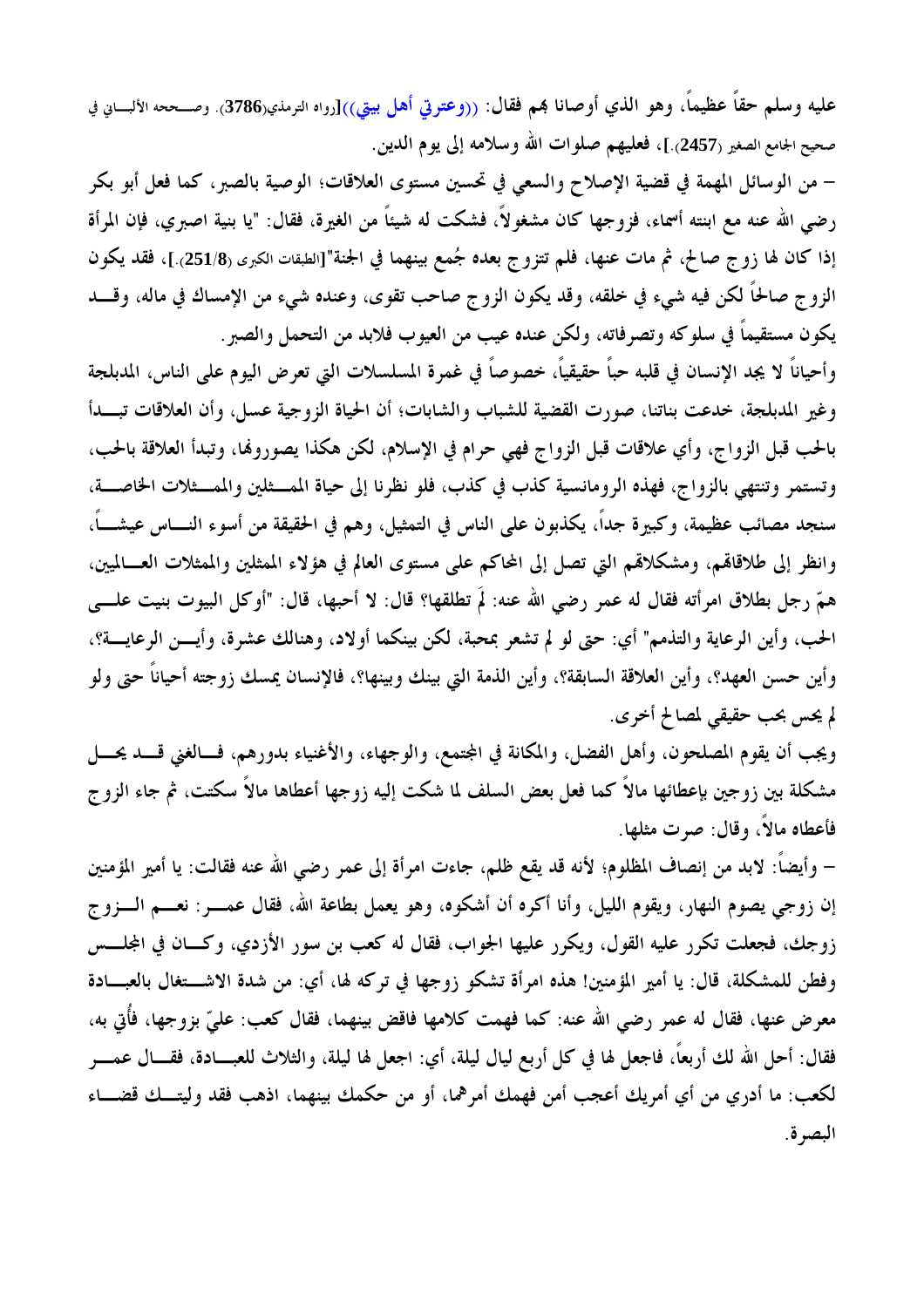عليه وسلم حقاً عظيماً، وهو الذي أوصانا بهم فقال: ((وعترتي أهل بيتي))[رواه الترمذي(3786). وصححه الألباني في صحيح الجامع الصغير (2457).]، فعليهم صلوات الله وسلامه إلى يوم الدين.

– من الوسائل المهمة في قضية الإصلاح والسعي في تحسين مستوى العلاقات؛ الوصية بالصبر، كما فعل أبو بكر رضي الله عنه مع ابنته أسماء، فزوجها كان مشغولاً، فشكت له شيئاً من الغيرة، فقال: "يا بنية اصبري، فإن المرأة إذا كان لها زوج صالح، ثم مات عنها، فلم تتزوج بعده جُمع بينهما في الجنة"[الطبقات الكبرى (251/8).]، فقد يكون الزوج صالحاً لكن فيه شيء في خلقه، وقد يكون الزوج صاحب تقوى، وعنده شيء من الإمساك في ماله، وقد يكون مستقيماً في سلوكه وتصرفاته، ولكن عنده عيب من العيوب فلابد من التحمل والصبر.

وأحياناً لا يجد الإنسان في قلبه حباً حقيقياً، خصوصاً في غمرة المسلسلات التي تعرض اليوم على الناس، المدبلجة وغير المدبلجة، خدعت بناتنا، صورت القضية للشباب والشابات؛ أن الحياة الزوجية عسل، وأن العلاقات تبدأ بالحب قبل الزواج، وأي علاقات قبل الزواج فهي حرام في الإسلام، لكن هكذا يصورونها، وتبدأ العلاقة بالحب، وتستمر وتنتهي بالزواج، فهذه الرومانسية كذب في كذب، فلو نظرنا إلى حياة الممثلين والممثلات الخاصة، سنجد مصائب عظيمة، وكبيرة جداً، يكذبون على الناس في التمثيل، وهم في الحقيقة من أسوء الناس عيشاً، وانظر إلى طلاقاتهم، ومشكلاتهم التي تصل إلى المحاكم على مستوى العالم في هؤلاء الممثلين والممثلات العالميين، همّ رجل بطلاق امرأته فقال له عمر رضي الله عنه: لَم تطلقها؟ قال: لا أحبها، قال: "أوكل البيوت بنيت على الحب، وأين الرعاية والتذمم" أي: حتى لو لم تشعر بمحبة، لكن بينكما أولاد، وهنالك عشرة، وأين الرعاية؟، وأين حسن العهد؟، وأين العلاقة السابقة؟، وأين الذمة التي بينك وبينها؟، فالإنسان يمسك زوجته أحياناً حتى ولو لم يحس بحب حقيقي لمصالح أخرى.

ويجب أن يقوم المصلحون، وأهل الفضل، والمكانة في المجتمع، والوجهاء، والأغنياء بدورهم، فالغني قد يحل مشكلة بين زوجين بإعطائها مالاً كما فعل بعض السلف لما شكت إليه زوجها أعطاها مالاً سكتت، ثم جاء الزوج فأعطاه مالاً، وقال: صرت مثلها.

– وأيضاً: لابد من إنصاف المظلوم؛ لأنه قد يقع ظلم، جاءت امرأة إلى عمر رضي الله عنه فقالت: يا أمير المؤمنين إن زوجي يصوم النهار، ويقوم الليل، وأنا أكره أن أشكوه، وهو يعمل بطاعة الله، فقال عمر: نعم الزوج زوجك، فجعلت تكرر عليه القول، ويكرر عليها الجواب، فقال له كعب بن سور الأزدي، وكان في المجلس وفطن للمشكلة، قال: يا أمير المؤمنين! هذه امرأة تشكو زوجها في تركه لها، أي: من شدة الاشتغال بالعبادة معرض عنها، فقال له عمر رضي الله عنه: كما فهمت كلامها فاقض بينهما، فقال كعب: عليّ بزوجها، فأُتي به، فقال: أحل الله لك أربعاً، فاجعل لها في كل أربع ليال ليلة، أي: اجعل لها ليلة، والثلاث للعبادة، فقال عمر لكعب: ما أدري من أي أمريك أعجب أمن فهمك أمرهما، أو من حكمك بينهما، اذهب فقد وليتك قضاء البصرة.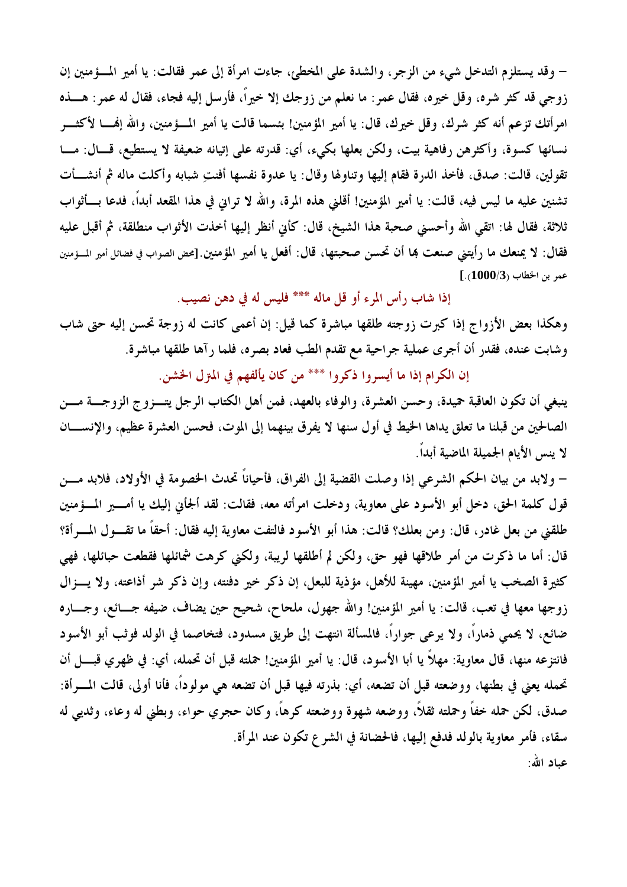– وقد يستلزم التدخل شيء من الزجر، والشدة على المخطئ، جاءت امرأة إلى عمر فقالت: يا أمير المؤمنين إن زوجي قد كثر شره، وقل خيره، فقال عمر: ما نعلم من زوجك إلا خيراً، فأرسل إليه فجاء، فقال له عمر: هذه امرأتك تزعم أنه كثر شرك، وقل خيرك، قال: يا أمير المؤمنين! بئسما قالت يا أمير المؤمنين، والله إنها لأكثر نسائها كسوة، وأكثرهن رفاهية بيت، ولكن بعلها بكيء، أي: قدرته على إتيانه ضعيفة لا يستطيع، قال: ما تقولين، قالت: صدق، فأخذ الدرة فقام إليها وتناولها وقال: يا عدوة نفسها أفنتِ شبابه وأكلت ماله ثم أنشأت تشنين عليه ما ليس فيه، قالت: يا أمير المؤمنين! أقلني هذه المرة، والله لا تراني في هذا المقعد أبداً، فدعا بأثواب ثلاثة، فقال لها: اتقي الله وأحسني صحبة هذا الشيخ، قال: كأني أنظر إليها أخذت الأثواب منطلقة، ثم أقبل عليه فقال: لا يمنعك ما رأيتني صنعت بها أن تحسن صحبتها، قال: أفعل يا أمير المؤمنين.[محض الصواب في فضائل أمير المؤمنين عمر بن الخطاب (1000/3).]

إذا شاب رأس المرء أو قل ماله *** فليس له في دهن نصيب.

وهكذا بعض الأزواج إذا كبرت زوجته طلقها مباشرة كما قيل: إن أعمى كانت له زوجة تحسن إليه حتى شاب وشابت عنده، فقدر أن أجرى عملية جراحية مع تقدم الطب فعاد بصره، فلما رآها طلقها مباشرة.

إن الكرام إذا ما أيسروا ذكروا *** من كان يألفهم في المنزل الخشن.

ينبغي أن تكون العاقبة حميدة، وحسن العشرة، والوفاء بالعهد، فمن أهل الكتاب الرجل يتزوج الزوجة من الصالحين من قبلنا ما تعلق يداها الخيط في أول سنها لا يفرق بينهما إلى الموت، فحسن العشرة عظيم، والإنسان لا ينس الأيام الجميلة الماضية أبداً.

– ولابد من بيان الحكم الشرعي إذا وصلت القضية إلى الفراق، فأحياناً تحدث الخصومة في الأولاد، فلابد من قول كلمة الحق، دخل أبو الأسود على معاوية، ودخلت امرأته معه، فقالت: لقد ألجأني إليك يا أمير المؤمنين طلقني من بعل غادر، قال: ومن بعلك؟ قالت: هذا أبو الأسود فالتفت معاوية إليه فقال: أحقاً ما تقول المرأة؟ قال: أما ما ذكرت من أمر طلاقها فهو حق، ولكن لم أطلقها لريبة، ولكني كرهت شمائلها فقطعت حبائلها، فهي كثيرة الصخب يا أمير المؤمنين، مهينة للأهل، مؤذية للبعل، إن ذكر خير دفنته، وإن ذكر شر أذاعته، ولا يزال زوجها معها في تعب، قالت: يا أمير المؤمنين! والله جهول، ملحاح، شحيح حين يضاف، ضيفه جائع، وجاره ضائع، لا يحمي ذماراً، ولا يرعى جواراً، فالمسألة انتهت إلى طريق مسدود، فتخاصما في الولد فوثب أبو الأسود فانتزعه منها، قال معاوية: مهلاً يا أبا الأسود، قال: يا أمير المؤمنين! حملته قبل أن تحمله، أي: في ظهري قبل أن تحمله يعني في بطنها، ووضعته قبل أن تضعه، أي: بذرته فيها قبل أن تضعه هي مولوداً، فأنا أولى، قالت المرأة: صدق، لكن حمله خفاً وحملته ثقلاً، ووضعه شهوة ووضعته كرهاً، وكان حجري حواء، وبطني له وعاء، وثديي له سقاء، فأمر معاوية بالولد فدفع إليها، فالحضانة في الشرع تكون عند المرأة.

عباد الله: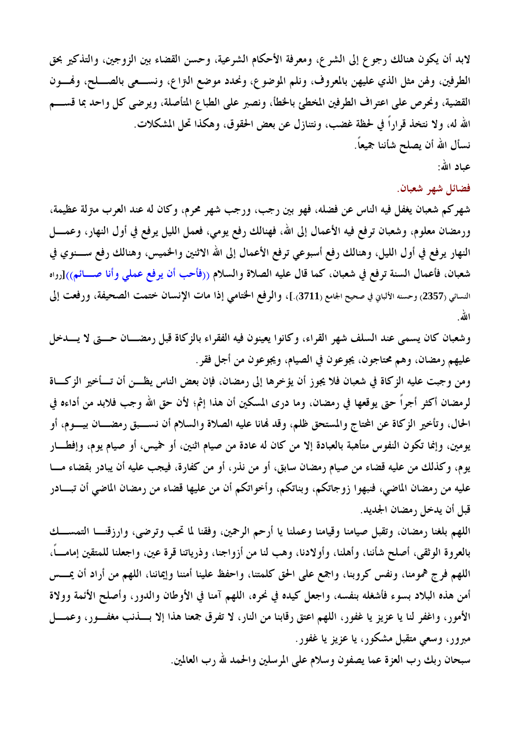لابد أن يكون هنالك رجوع إلى الشرع، ومعرفة الأحكام الشرعية، وحسن القضاء بين الزوجين، والتذكير بحق الطرفين، ولهن مثل الذي عليهن بالمعروف، ونلم الموضوع، ونحدد موضع النزاع، ونسعى بالصلح، ونهون القضية، ونحرص على اعتراف الطرفين المخطئ بالخطأ، ونصبر على الطباع المتأصلة، ويرضى كل واحد بما قسم الله له، ولا نتخذ قراراً في لحظة غضب، ونتنازل عن بعض الحقوق، وهكذا تحل المشكلات.

نسأل الله أن يصلح شأننا جميعاً.

عباد الله:

## فضائل شهر شعبان.

شهركم شعبان يغفل فيه الناس عن فضله، فهو بين رجب، ورجب شهر محرم، وكان له عند العرب منزلة عظيمة، ورمضان معلوم، وشعبان ترفع فيه الأعمال إلى الله، فهنالك رفع يومي، فعمل الليل يرفع في أول النهار، وعمل النهار يرفع في أول الليل، وهنالك رفع أسبوعي ترفع الأعمال إلى الله الاثنين والخميس، وهنالك رفع سنوي في شعبان، فأعمال السنة ترفع في شعبان، كما قال عليه الصلاة والسلام ((فأحب أن يرفع عملي وأنا صائم))[رواه النسائي (2357) وحسنه الألباني في صحيح الجامع (3711).]، والرفع الختامي إذا مات الإنسان ختمت الصحيفة، ورفعت إلى الله.

وشعبان كان يسمى عند السلف شهر القراء، وكانوا يعينون فيه الفقراء بالزكاة قبل رمضان حتى لا يدخل عليهم رمضان، وهم محتاجون، يجوعون في الصيام، ويجوعون من أجل فقر.

ومن وجبت عليه الزكاة في شعبان فلا يجوز أن يؤخرها إلى رمضان، فإن بعض الناس يظن أن تأخير الزكاة لرمضان أكثر أجراً حتى يوقعها في رمضان، وما درى المسكين أن هذا إثم؛ لأن حق الله وجب فلابد من أداءه في الحال، وتأخير الزكاة عن المحتاج والمستحق ظلم، وقد نهانا عليه الصلاة والسلام أن نسبق رمضان بيوم، أو يومين، وإنما تكون النفوس متأهبة بالعبادة إلا من كان له عادة من صيام اثنين، أو خميس، أو صيام يوم، وإفطار يوم، وكذلك من عليه قضاء من صيام رمضان سابق، أو من نذر، أو من كفارة، فيجب عليه أن يبادر بقضاء ما عليه من رمضان الماضي، فنبهوا زوجاتكم، وبناتكم، وأخواتكم أن من عليها قضاء من رمضان الماضي أن تبادر قبل أن يدخل رمضان الجديد.

اللهم بلغنا رمضان، وتقبل صيامنا وقيامنا وعملنا يا أرحم الرحمين، وفقنا لما تحب وترضى، وارزقنا التمسك بالعروة الوثقى، أصلح شأننا، وأهلنا، وأولادنا، وهب لنا من أزواجنا، وذرياتنا قرة عين، واجعلنا للمتقين إماماً، اللهم فرج همومنا، ونفس كروبنا، واجمع على الحق كلمتنا، واحفظ علينا أمننا وإيماننا، اللهم من أراد أن يمس أمن هذه البلاد بسوء فأشغله بنفسه، واجعل كيده في نحره، اللهم آمنا في الأوطان والدور، وأصلح الأئمة وولاة الأمور، واغفر لنا يا عزيز يا غفور، اللهم اعتق رقابنا من النار، لا تفرق جمعنا هذا إلا بذنب مغفور، وعمل مبرور، وسعي متقبل مشكور، يا عزيز يا غفور.

سبحان ربك رب العزة عما يصفون وسلام على المرسلين والحمد لله رب العالمين.